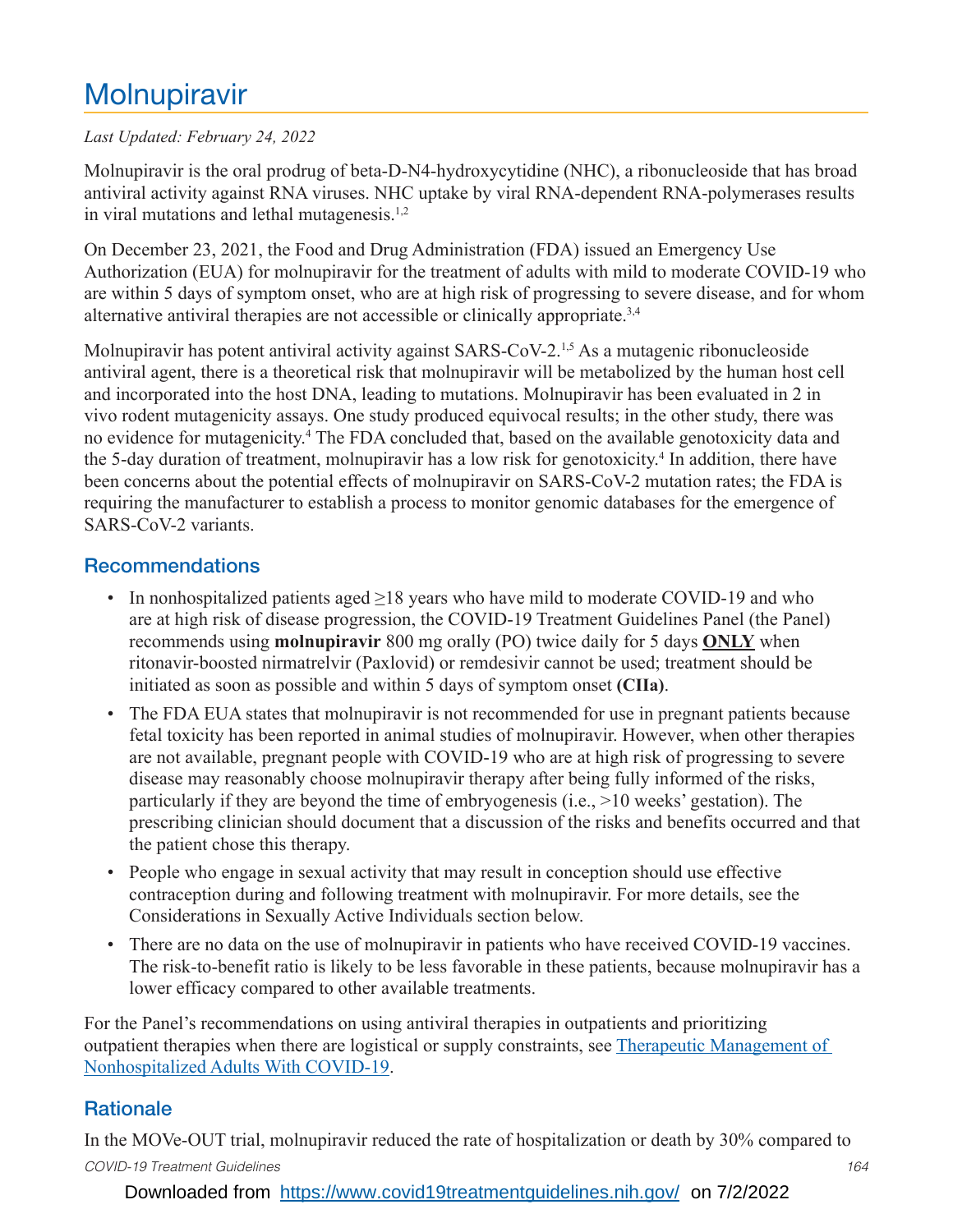# Molnupiravir

*Last Updated: February 24, 2022*

Molnupiravir is the oral prodrug of beta-D-N4-hydroxycytidine (NHC), a ribonucleoside that has broad antiviral activity against RNA viruses. NHC uptake by viral RNA-dependent RNA-polymerases results in viral mutations and lethal mutagenesis.[1,2]

On December 23, 2021, the Food and Drug Administration (FDA) issued an Emergency Use Authorization (EUA) for molnupiravir for the treatment of adults with mild to moderate COVID-19 who are within 5 days of symptom onset, who are at high risk of progressing to severe disease, and for whom alternative antiviral therapies are not accessible or clinically appropriate.[3,4]

Molnupiravir has potent antiviral activity against SARS-CoV-2.[1,5] As a mutagenic ribonucleoside antiviral agent, there is a theoretical risk that molnupiravir will be metabolized by the human host cell and incorporated into the host DNA, leading to mutations. Molnupiravir has been evaluated in 2 in vivo rodent mutagenicity assays. One study produced equivocal results; in the other study, there was no evidence for mutagenicity.[4] The FDA concluded that, based on the available genotoxicity data and the 5-day duration of treatment, molnupiravir has a low risk for genotoxicity.[4] In addition, there have been concerns about the potential effects of molnupiravir on SARS-CoV-2 mutation rates; the FDA is requiring the manufacturer to establish a process to monitor genomic databases for the emergence of SARS-CoV-2 variants.

## Recommendations

- In nonhospitalized patients aged ≥18 years who have mild to moderate COVID-19 and who are at high risk of disease progression, the COVID-19 Treatment Guidelines Panel (the Panel) recommends using **molnupiravir** 800 mg orally (PO) twice daily for 5 days **ONLY** when ritonavir-boosted nirmatrelvir (Paxlovid) or remdesivir cannot be used; treatment should be initiated as soon as possible and within 5 days of symptom onset **(CIIa)**.
- The FDA EUA states that molnupiravir is not recommended for use in pregnant patients because fetal toxicity has been reported in animal studies of molnupiravir. However, when other therapies are not available, pregnant people with COVID-19 who are at high risk of progressing to severe disease may reasonably choose molnupiravir therapy after being fully informed of the risks, particularly if they are beyond the time of embryogenesis (i.e., >10 weeks' gestation). The prescribing clinician should document that a discussion of the risks and benefits occurred and that the patient chose this therapy.
- People who engage in sexual activity that may result in conception should use effective contraception during and following treatment with molnupiravir. For more details, see the Considerations in Sexually Active Individuals section below.
- There are no data on the use of molnupiravir in patients who have received COVID-19 vaccines. The risk-to-benefit ratio is likely to be less favorable in these patients, because molnupiravir has a lower efficacy compared to other available treatments.

For the Panel's recommendations on using antiviral therapies in outpatients and prioritizing outpatient therapies when there are logistical or supply constraints, see [Therapeutic Management of Nonhospitalized Adults With COVID-19](#).

## Rationale

In the MOVe-OUT trial, molnupiravir reduced the rate of hospitalization or death by 30% compared to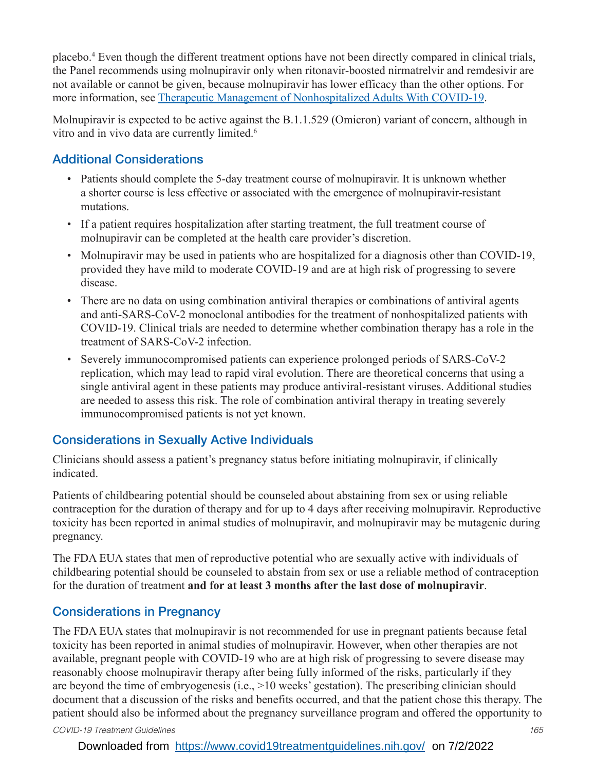placebo.[4] Even though the different treatment options have not been directly compared in clinical trials, the Panel recommends using molnupiravir only when ritonavir-boosted nirmatrelvir and remdesivir are not available or cannot be given, because molnupiravir has lower efficacy than the other options. For more information, see [Therapeutic Management of Nonhospitalized Adults With COVID-19](https://www.covid19treatmentguidelines.nih.gov/).

Molnupiravir is expected to be active against the B.1.1.529 (Omicron) variant of concern, although in vitro and in vivo data are currently limited.[6]

## Additional Considerations

- Patients should complete the 5-day treatment course of molnupiravir. It is unknown whether a shorter course is less effective or associated with the emergence of molnupiravir-resistant mutations.
- If a patient requires hospitalization after starting treatment, the full treatment course of molnupiravir can be completed at the health care provider's discretion.
- Molnupiravir may be used in patients who are hospitalized for a diagnosis other than COVID-19, provided they have mild to moderate COVID-19 and are at high risk of progressing to severe disease.
- There are no data on using combination antiviral therapies or combinations of antiviral agents and anti-SARS-CoV-2 monoclonal antibodies for the treatment of nonhospitalized patients with COVID-19. Clinical trials are needed to determine whether combination therapy has a role in the treatment of SARS-CoV-2 infection.
- Severely immunocompromised patients can experience prolonged periods of SARS-CoV-2 replication, which may lead to rapid viral evolution. There are theoretical concerns that using a single antiviral agent in these patients may produce antiviral-resistant viruses. Additional studies are needed to assess this risk. The role of combination antiviral therapy in treating severely immunocompromised patients is not yet known.

## Considerations in Sexually Active Individuals

Clinicians should assess a patient's pregnancy status before initiating molnupiravir, if clinically indicated.

Patients of childbearing potential should be counseled about abstaining from sex or using reliable contraception for the duration of therapy and for up to 4 days after receiving molnupiravir. Reproductive toxicity has been reported in animal studies of molnupiravir, and molnupiravir may be mutagenic during pregnancy.

The FDA EUA states that men of reproductive potential who are sexually active with individuals of childbearing potential should be counseled to abstain from sex or use a reliable method of contraception for the duration of treatment **and for at least 3 months after the last dose of molnupiravir**.

## Considerations in Pregnancy

The FDA EUA states that molnupiravir is not recommended for use in pregnant patients because fetal toxicity has been reported in animal studies of molnupiravir. However, when other therapies are not available, pregnant people with COVID-19 who are at high risk of progressing to severe disease may reasonably choose molnupiravir therapy after being fully informed of the risks, particularly if they are beyond the time of embryogenesis (i.e., >10 weeks' gestation). The prescribing clinician should document that a discussion of the risks and benefits occurred, and that the patient chose this therapy. The patient should also be informed about the pregnancy surveillance program and offered the opportunity to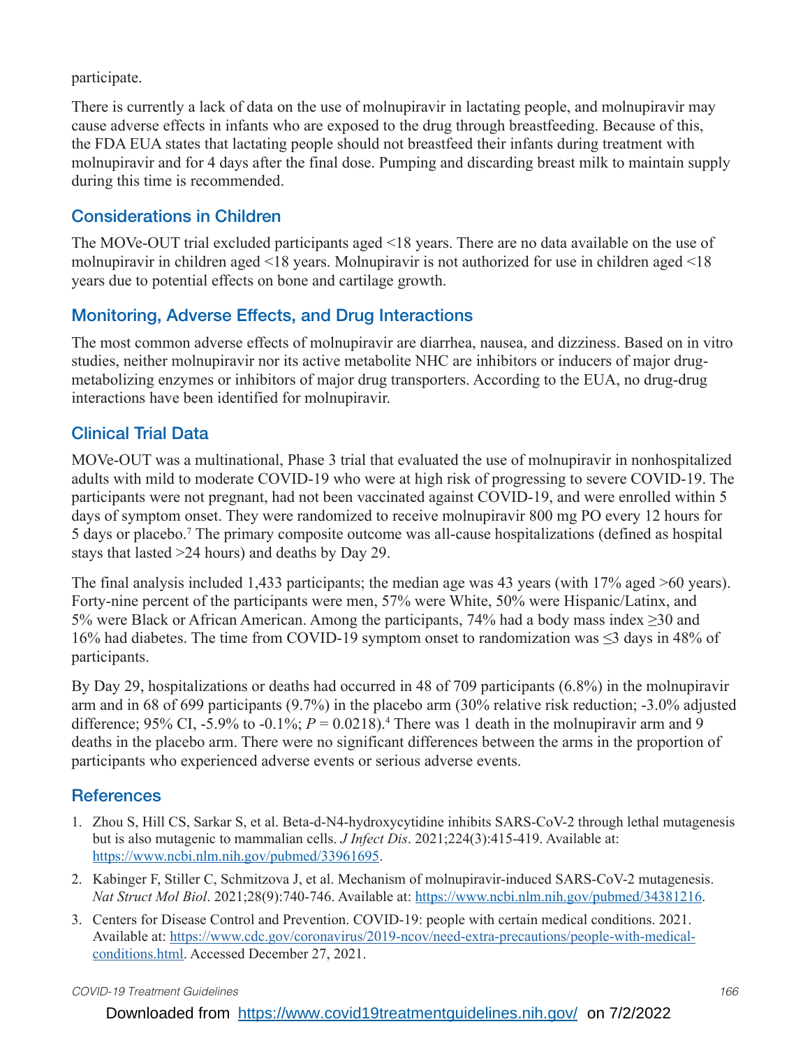participate.

There is currently a lack of data on the use of molnupiravir in lactating people, and molnupiravir may cause adverse effects in infants who are exposed to the drug through breastfeeding. Because of this, the FDA EUA states that lactating people should not breastfeed their infants during treatment with molnupiravir and for 4 days after the final dose. Pumping and discarding breast milk to maintain supply during this time is recommended.

## Considerations in Children

The MOVe-OUT trial excluded participants aged <18 years. There are no data available on the use of molnupiravir in children aged <18 years. Molnupiravir is not authorized for use in children aged <18 years due to potential effects on bone and cartilage growth.

## Monitoring, Adverse Effects, and Drug Interactions

The most common adverse effects of molnupiravir are diarrhea, nausea, and dizziness. Based on in vitro studies, neither molnupiravir nor its active metabolite NHC are inhibitors or inducers of major drug-metabolizing enzymes or inhibitors of major drug transporters. According to the EUA, no drug-drug interactions have been identified for molnupiravir.

## Clinical Trial Data

MOVe-OUT was a multinational, Phase 3 trial that evaluated the use of molnupiravir in nonhospitalized adults with mild to moderate COVID-19 who were at high risk of progressing to severe COVID-19. The participants were not pregnant, had not been vaccinated against COVID-19, and were enrolled within 5 days of symptom onset. They were randomized to receive molnupiravir 800 mg PO every 12 hours for 5 days or placebo.[7] The primary composite outcome was all-cause hospitalizations (defined as hospital stays that lasted >24 hours) and deaths by Day 29.

The final analysis included 1,433 participants; the median age was 43 years (with 17% aged >60 years). Forty-nine percent of the participants were men, 57% were White, 50% were Hispanic/Latinx, and 5% were Black or African American. Among the participants, 74% had a body mass index ≥30 and 16% had diabetes. The time from COVID-19 symptom onset to randomization was ≤3 days in 48% of participants.

By Day 29, hospitalizations or deaths had occurred in 48 of 709 participants (6.8%) in the molnupiravir arm and in 68 of 699 participants (9.7%) in the placebo arm (30% relative risk reduction; -3.0% adjusted difference; 95% CI, -5.9% to -0.1%; *P* = 0.0218).[4] There was 1 death in the molnupiravir arm and 9 deaths in the placebo arm. There were no significant differences between the arms in the proportion of participants who experienced adverse events or serious adverse events.

## References

1. Zhou S, Hill CS, Sarkar S, et al. Beta-d-N4-hydroxycytidine inhibits SARS-CoV-2 through lethal mutagenesis but is also mutagenic to mammalian cells. *J Infect Dis*. 2021;224(3):415-419. Available at: https://www.ncbi.nlm.nih.gov/pubmed/33961695.
2. Kabinger F, Stiller C, Schmitzova J, et al. Mechanism of molnupiravir-induced SARS-CoV-2 mutagenesis. *Nat Struct Mol Biol*. 2021;28(9):740-746. Available at: https://www.ncbi.nlm.nih.gov/pubmed/34381216.
3. Centers for Disease Control and Prevention. COVID-19: people with certain medical conditions. 2021. Available at: https://www.cdc.gov/coronavirus/2019-ncov/need-extra-precautions/people-with-medical-conditions.html. Accessed December 27, 2021.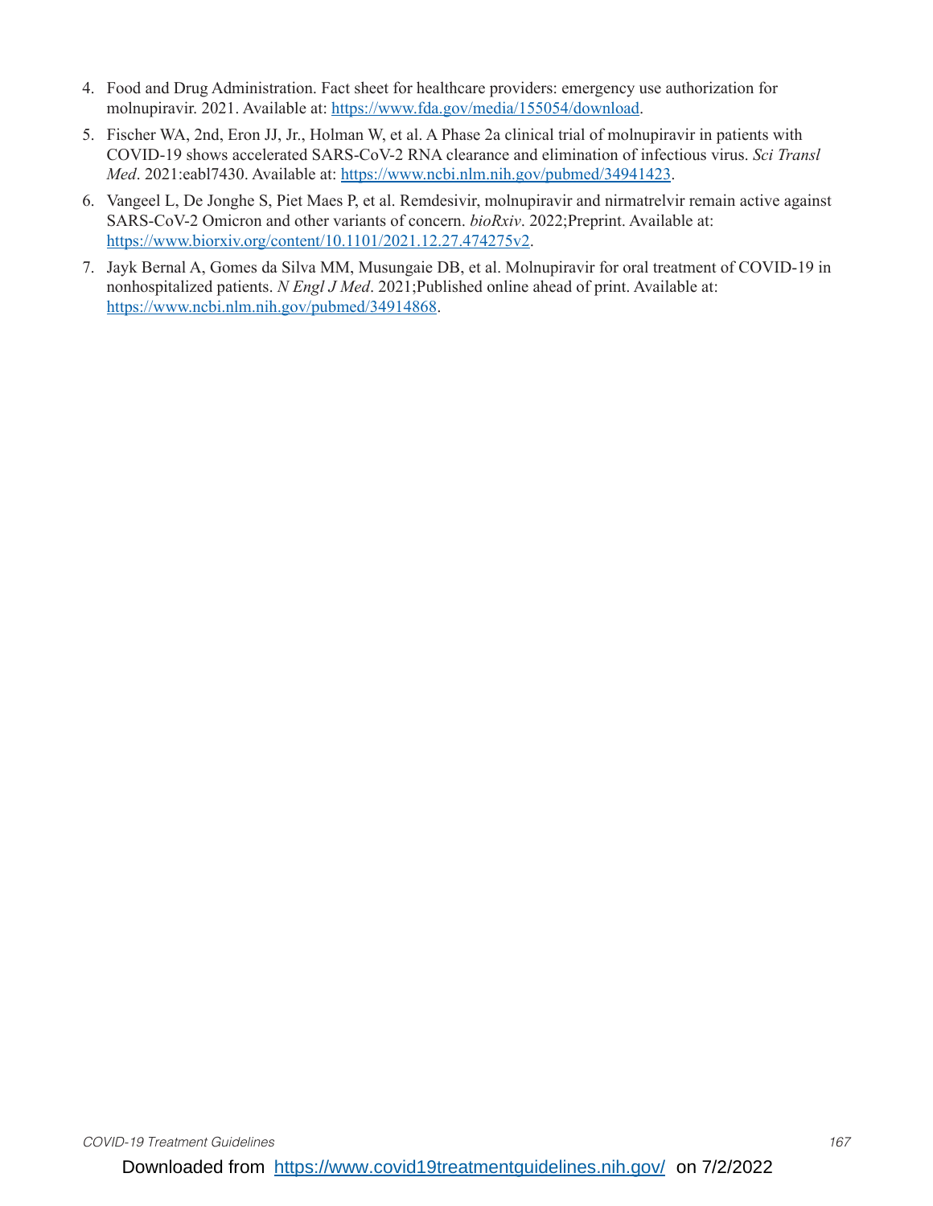4. Food and Drug Administration. Fact sheet for healthcare providers: emergency use authorization for molnupiravir. 2021. Available at: https://www.fda.gov/media/155054/download.
5. Fischer WA, 2nd, Eron JJ, Jr., Holman W, et al. A Phase 2a clinical trial of molnupiravir in patients with COVID-19 shows accelerated SARS-CoV-2 RNA clearance and elimination of infectious virus. *Sci Transl Med*. 2021:eabl7430. Available at: https://www.ncbi.nlm.nih.gov/pubmed/34941423.
6. Vangeel L, De Jonghe S, Piet Maes P, et al. Remdesivir, molnupiravir and nirmatrelvir remain active against SARS-CoV-2 Omicron and other variants of concern. *bioRxiv*. 2022;Preprint. Available at: https://www.biorxiv.org/content/10.1101/2021.12.27.474275v2.
7. Jayk Bernal A, Gomes da Silva MM, Musungaie DB, et al. Molnupiravir for oral treatment of COVID-19 in nonhospitalized patients. *N Engl J Med*. 2021;Published online ahead of print. Available at: https://www.ncbi.nlm.nih.gov/pubmed/34914868.